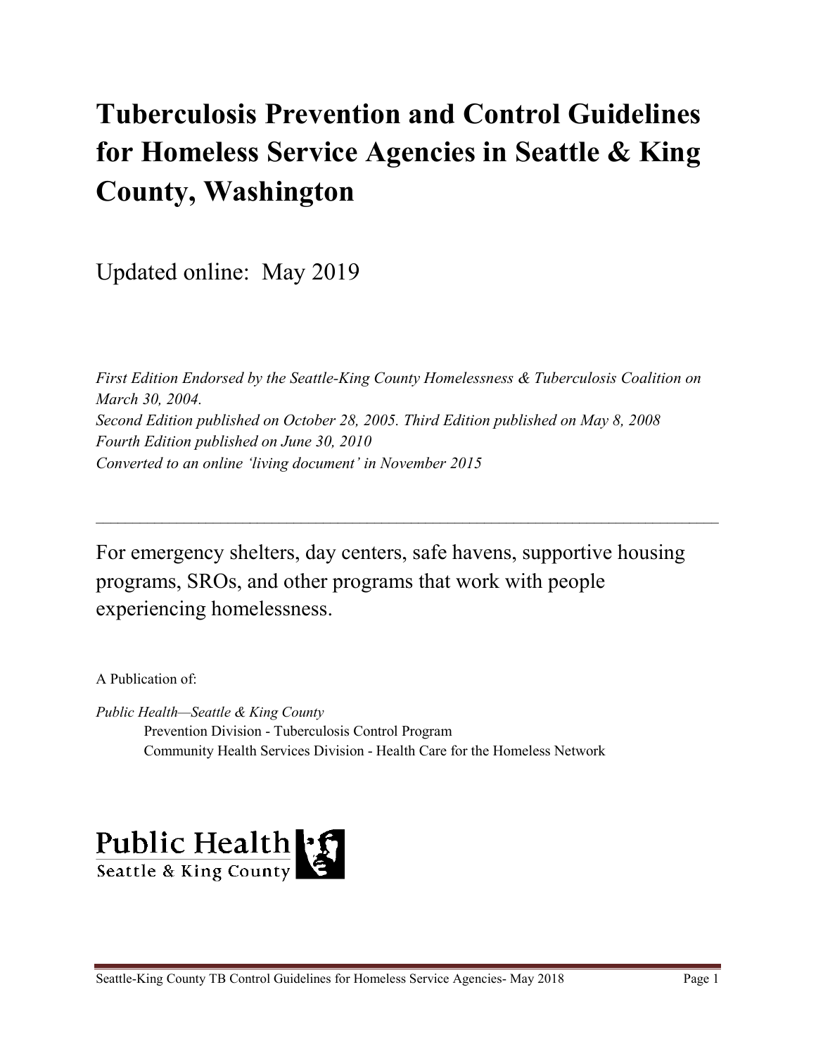# Tuberculosis Prevention and Control Guidelines for Homeless Service Agencies in Seattle & King County, Washington

Updated online: May 2019

*First Edition Endorsed by the Seattle-King County Homelessness & Tuberculosis Coalition on March 30, 2004.*
*Second Edition published on October 28, 2005. Third Edition published on May 8, 2008*
*Fourth Edition published on June 30, 2010*
*Converted to an online 'living document' in November 2015*

---

For emergency shelters, day centers, safe havens, supportive housing programs, SROs, and other programs that work with people experiencing homelessness.

A Publication of:

*Public Health—Seattle & King County*

Prevention Division - Tuberculosis Control Program

Community Health Services Division - Health Care for the Homeless Network

Public Health
Seattle & King County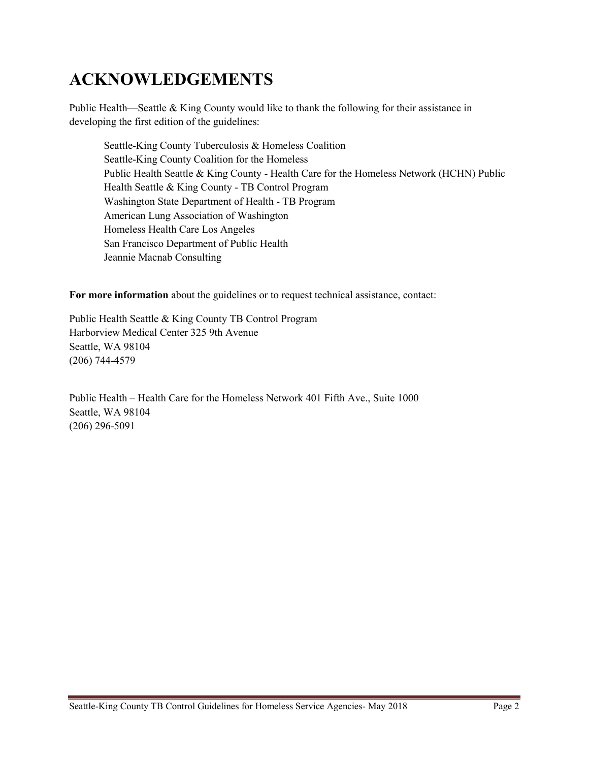# ACKNOWLEDGEMENTS

Public Health—Seattle & King County would like to thank the following for their assistance in developing the first edition of the guidelines:

Seattle-King County Tuberculosis & Homeless Coalition
Seattle-King County Coalition for the Homeless
Public Health Seattle & King County - Health Care for the Homeless Network (HCHN) Public Health Seattle & King County - TB Control Program
Washington State Department of Health - TB Program
American Lung Association of Washington
Homeless Health Care Los Angeles
San Francisco Department of Public Health
Jeannie Macnab Consulting

**For more information** about the guidelines or to request technical assistance, contact:

Public Health Seattle & King County TB Control Program
Harborview Medical Center 325 9th Avenue
Seattle, WA 98104
(206) 744-4579

Public Health – Health Care for the Homeless Network 401 Fifth Ave., Suite 1000
Seattle, WA 98104
(206) 296-5091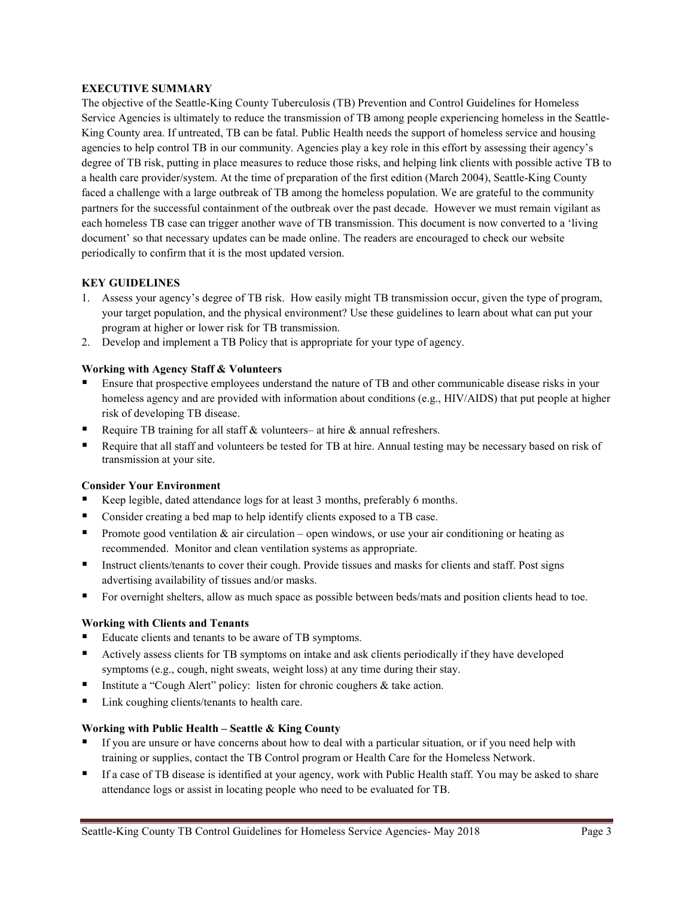## EXECUTIVE SUMMARY

The objective of the Seattle-King County Tuberculosis (TB) Prevention and Control Guidelines for Homeless Service Agencies is ultimately to reduce the transmission of TB among people experiencing homeless in the Seattle-King County area. If untreated, TB can be fatal. Public Health needs the support of homeless service and housing agencies to help control TB in our community. Agencies play a key role in this effort by assessing their agency's degree of TB risk, putting in place measures to reduce those risks, and helping link clients with possible active TB to a health care provider/system. At the time of preparation of the first edition (March 2004), Seattle-King County faced a challenge with a large outbreak of TB among the homeless population. We are grateful to the community partners for the successful containment of the outbreak over the past decade. However we must remain vigilant as each homeless TB case can trigger another wave of TB transmission. This document is now converted to a 'living document' so that necessary updates can be made online. The readers are encouraged to check our website periodically to confirm that it is the most updated version.

## KEY GUIDELINES

1. Assess your agency's degree of TB risk. How easily might TB transmission occur, given the type of program, your target population, and the physical environment? Use these guidelines to learn about what can put your program at higher or lower risk for TB transmission.
2. Develop and implement a TB Policy that is appropriate for your type of agency.

### Working with Agency Staff & Volunteers

- Ensure that prospective employees understand the nature of TB and other communicable disease risks in your homeless agency and are provided with information about conditions (e.g., HIV/AIDS) that put people at higher risk of developing TB disease.
- Require TB training for all staff & volunteers– at hire & annual refreshers.
- Require that all staff and volunteers be tested for TB at hire. Annual testing may be necessary based on risk of transmission at your site.

### Consider Your Environment

- Keep legible, dated attendance logs for at least 3 months, preferably 6 months.
- Consider creating a bed map to help identify clients exposed to a TB case.
- Promote good ventilation & air circulation – open windows, or use your air conditioning or heating as recommended. Monitor and clean ventilation systems as appropriate.
- Instruct clients/tenants to cover their cough. Provide tissues and masks for clients and staff. Post signs advertising availability of tissues and/or masks.
- For overnight shelters, allow as much space as possible between beds/mats and position clients head to toe.

### Working with Clients and Tenants

- Educate clients and tenants to be aware of TB symptoms.
- Actively assess clients for TB symptoms on intake and ask clients periodically if they have developed symptoms (e.g., cough, night sweats, weight loss) at any time during their stay.
- Institute a "Cough Alert" policy: listen for chronic coughers & take action.
- Link coughing clients/tenants to health care.

### Working with Public Health – Seattle & King County

- If you are unsure or have concerns about how to deal with a particular situation, or if you need help with training or supplies, contact the TB Control program or Health Care for the Homeless Network.
- If a case of TB disease is identified at your agency, work with Public Health staff. You may be asked to share attendance logs or assist in locating people who need to be evaluated for TB.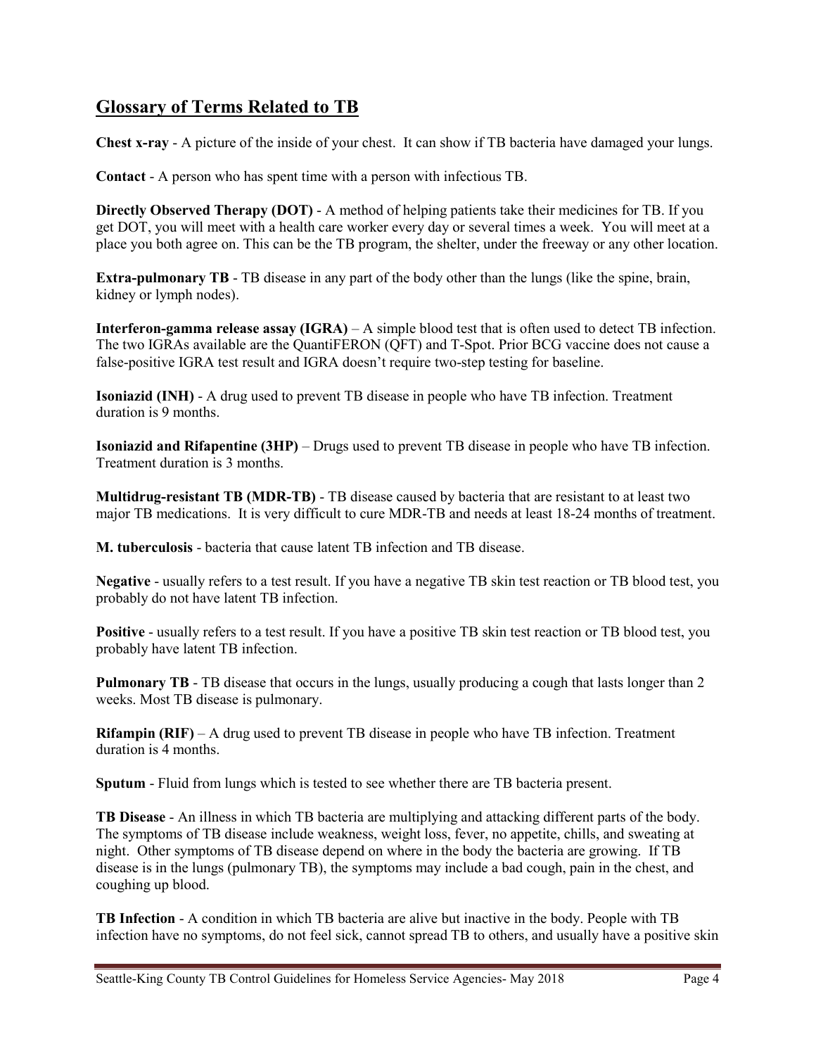## Glossary of Terms Related to TB

**Chest x-ray** - A picture of the inside of your chest. It can show if TB bacteria have damaged your lungs.

**Contact** - A person who has spent time with a person with infectious TB.

**Directly Observed Therapy (DOT)** - A method of helping patients take their medicines for TB. If you get DOT, you will meet with a health care worker every day or several times a week. You will meet at a place you both agree on. This can be the TB program, the shelter, under the freeway or any other location.

**Extra-pulmonary TB** - TB disease in any part of the body other than the lungs (like the spine, brain, kidney or lymph nodes).

**Interferon-gamma release assay (IGRA)** – A simple blood test that is often used to detect TB infection. The two IGRAs available are the QuantiFERON (QFT) and T-Spot. Prior BCG vaccine does not cause a false-positive IGRA test result and IGRA doesn't require two-step testing for baseline.

**Isoniazid (INH)** - A drug used to prevent TB disease in people who have TB infection. Treatment duration is 9 months.

**Isoniazid and Rifapentine (3HP)** – Drugs used to prevent TB disease in people who have TB infection. Treatment duration is 3 months.

**Multidrug-resistant TB (MDR-TB)** - TB disease caused by bacteria that are resistant to at least two major TB medications. It is very difficult to cure MDR-TB and needs at least 18-24 months of treatment.

**M. tuberculosis** - bacteria that cause latent TB infection and TB disease.

**Negative** - usually refers to a test result. If you have a negative TB skin test reaction or TB blood test, you probably do not have latent TB infection.

**Positive** - usually refers to a test result. If you have a positive TB skin test reaction or TB blood test, you probably have latent TB infection.

**Pulmonary TB** - TB disease that occurs in the lungs, usually producing a cough that lasts longer than 2 weeks. Most TB disease is pulmonary.

**Rifampin (RIF)** – A drug used to prevent TB disease in people who have TB infection. Treatment duration is 4 months.

**Sputum** - Fluid from lungs which is tested to see whether there are TB bacteria present.

**TB Disease** - An illness in which TB bacteria are multiplying and attacking different parts of the body. The symptoms of TB disease include weakness, weight loss, fever, no appetite, chills, and sweating at night. Other symptoms of TB disease depend on where in the body the bacteria are growing. If TB disease is in the lungs (pulmonary TB), the symptoms may include a bad cough, pain in the chest, and coughing up blood.

**TB Infection** - A condition in which TB bacteria are alive but inactive in the body. People with TB infection have no symptoms, do not feel sick, cannot spread TB to others, and usually have a positive skin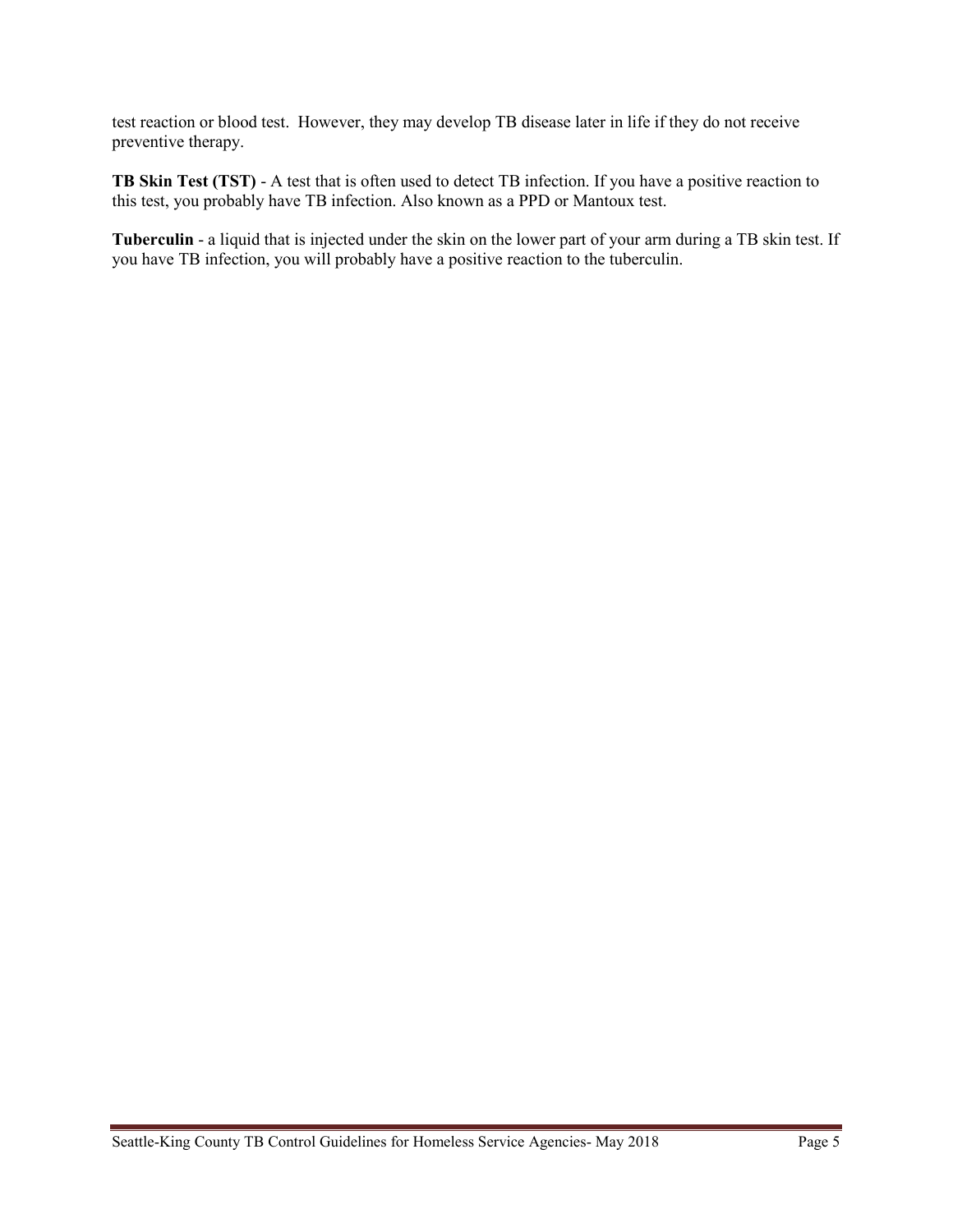test reaction or blood test. However, they may develop TB disease later in life if they do not receive preventive therapy.

**TB Skin Test (TST)** - A test that is often used to detect TB infection. If you have a positive reaction to this test, you probably have TB infection. Also known as a PPD or Mantoux test.

**Tuberculin** - a liquid that is injected under the skin on the lower part of your arm during a TB skin test. If you have TB infection, you will probably have a positive reaction to the tuberculin.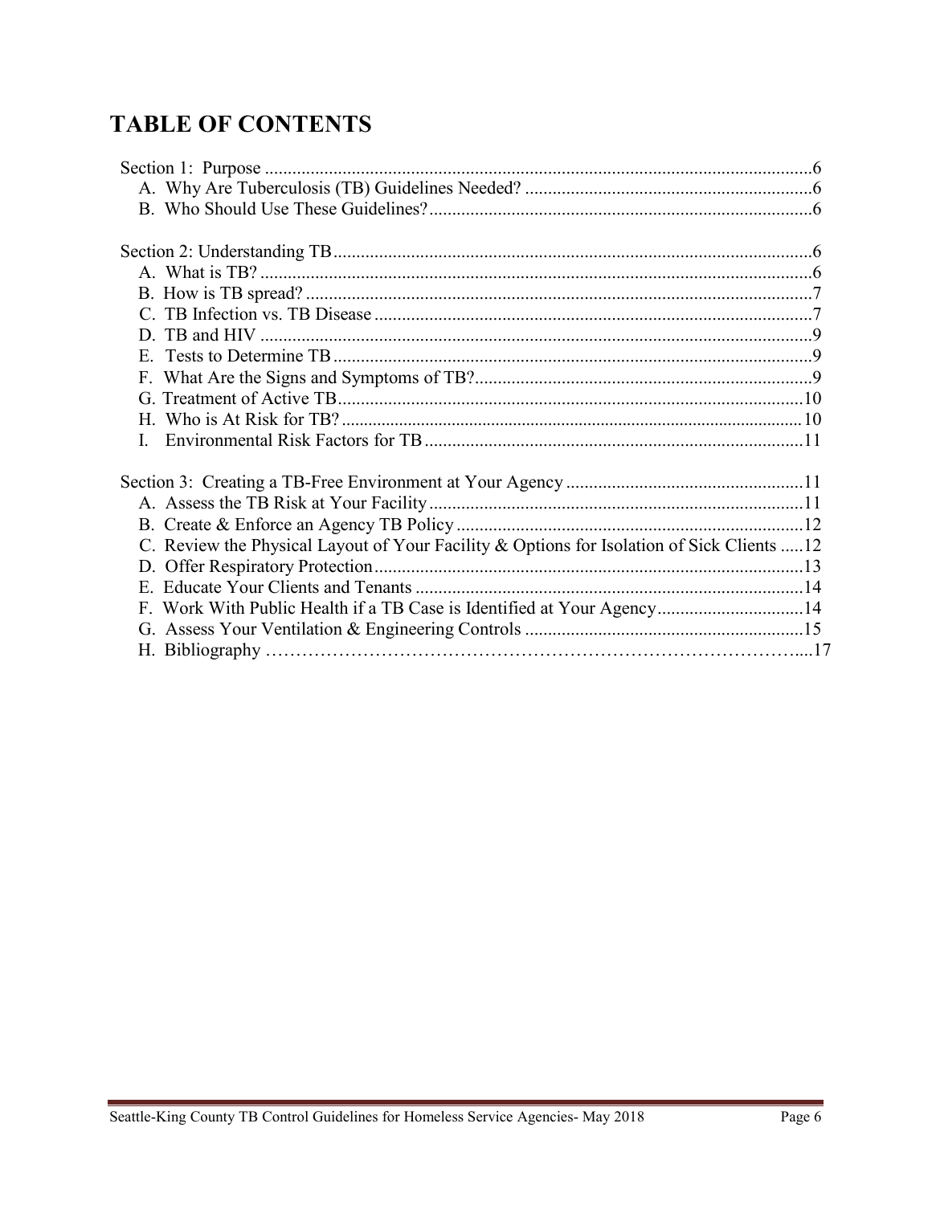# TABLE OF CONTENTS

Section 1: Purpose ......................................................................................................................6
  A. Why Are Tuberculosis (TB) Guidelines Needed? ..............................................................6
  B. Who Should Use These Guidelines? ...................................................................................6

Section 2: Understanding TB ........................................................................................................6
  A. What is TB? .........................................................................................................................6
  B. How is TB spread? ..............................................................................................................7
  C. TB Infection vs. TB Disease ...............................................................................................7
  D. TB and HIV .........................................................................................................................9
  E. Tests to Determine TB .........................................................................................................9
  F. What Are the Signs and Symptoms of TB? .........................................................................9
  G. Treatment of Active TB .....................................................................................................10
  H. Who is At Risk for TB? .....................................................................................................10
  I. Environmental Risk Factors for TB ...................................................................................11

Section 3: Creating a TB-Free Environment at Your Agency ....................................................11
  A. Assess the TB Risk at Your Facility .................................................................................11
  B. Create & Enforce an Agency TB Policy ............................................................................12
  C. Review the Physical Layout of Your Facility & Options for Isolation of Sick Clients .....12
  D. Offer Respiratory Protection .............................................................................................13
  E. Educate Your Clients and Tenants ....................................................................................14
  F. Work With Public Health if a TB Case is Identified at Your Agency ................................14
  G. Assess Your Ventilation & Engineering Controls ............................................................15
  H. Bibliography ……………………………………………………………………………...17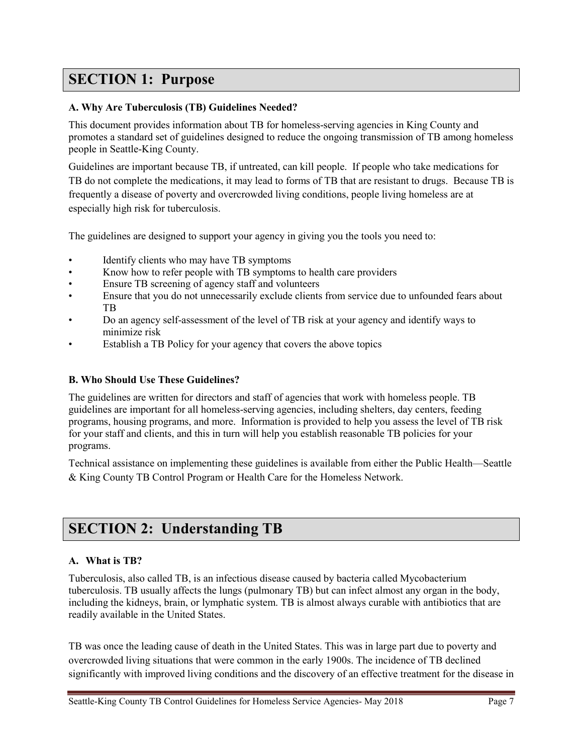# SECTION 1: Purpose

### A. Why Are Tuberculosis (TB) Guidelines Needed?

This document provides information about TB for homeless-serving agencies in King County and promotes a standard set of guidelines designed to reduce the ongoing transmission of TB among homeless people in Seattle-King County.

Guidelines are important because TB, if untreated, can kill people. If people who take medications for TB do not complete the medications, it may lead to forms of TB that are resistant to drugs. Because TB is frequently a disease of poverty and overcrowded living conditions, people living homeless are at especially high risk for tuberculosis.

The guidelines are designed to support your agency in giving you the tools you need to:

- Identify clients who may have TB symptoms
- Know how to refer people with TB symptoms to health care providers
- Ensure TB screening of agency staff and volunteers
- Ensure that you do not unnecessarily exclude clients from service due to unfounded fears about TB
- Do an agency self-assessment of the level of TB risk at your agency and identify ways to minimize risk
- Establish a TB Policy for your agency that covers the above topics

### B. Who Should Use These Guidelines?

The guidelines are written for directors and staff of agencies that work with homeless people. TB guidelines are important for all homeless-serving agencies, including shelters, day centers, feeding programs, housing programs, and more. Information is provided to help you assess the level of TB risk for your staff and clients, and this in turn will help you establish reasonable TB policies for your programs.

Technical assistance on implementing these guidelines is available from either the Public Health—Seattle & King County TB Control Program or Health Care for the Homeless Network.

# SECTION 2: Understanding TB

### A. What is TB?

Tuberculosis, also called TB, is an infectious disease caused by bacteria called Mycobacterium tuberculosis. TB usually affects the lungs (pulmonary TB) but can infect almost any organ in the body, including the kidneys, brain, or lymphatic system. TB is almost always curable with antibiotics that are readily available in the United States.

TB was once the leading cause of death in the United States. This was in large part due to poverty and overcrowded living situations that were common in the early 1900s. The incidence of TB declined significantly with improved living conditions and the discovery of an effective treatment for the disease in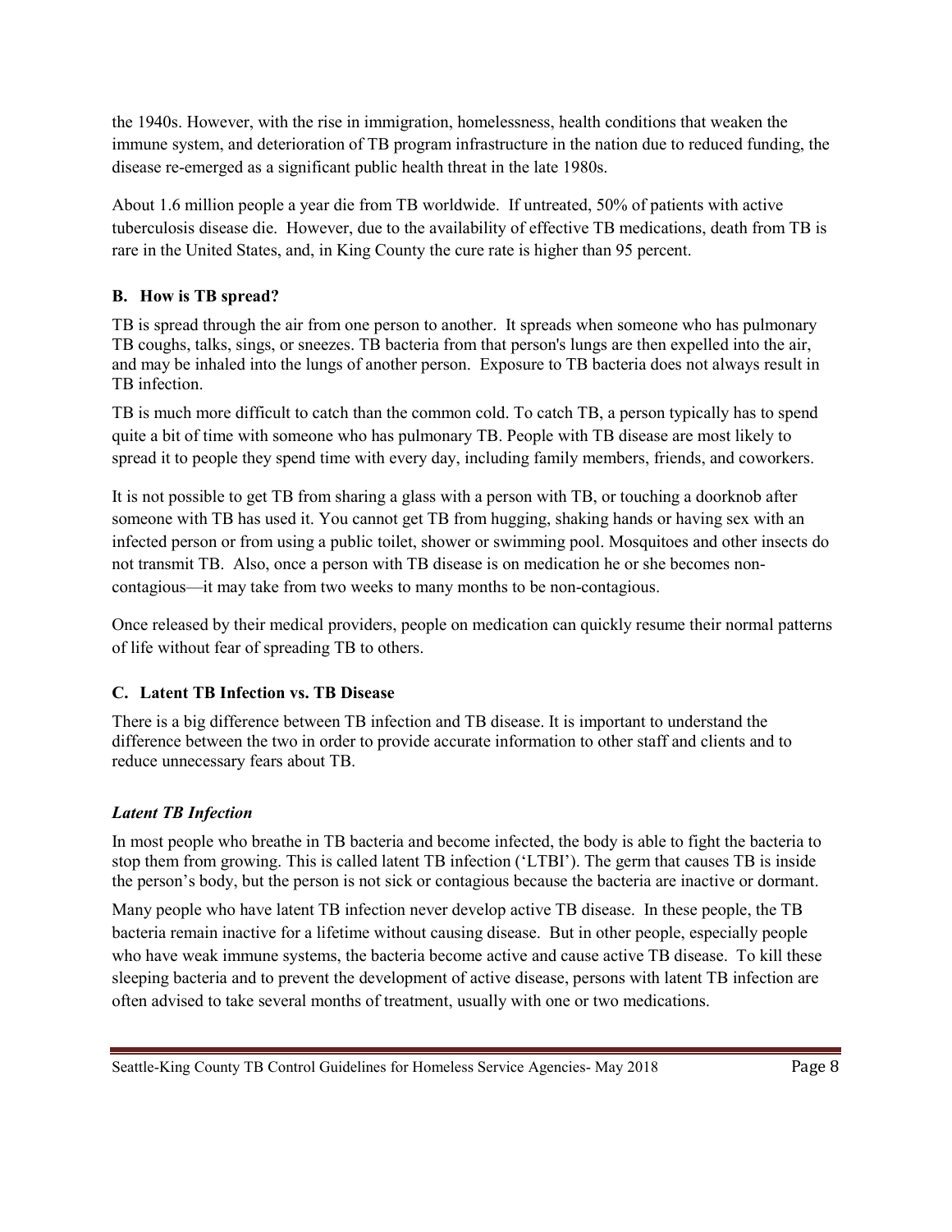the 1940s. However, with the rise in immigration, homelessness, health conditions that weaken the immune system, and deterioration of TB program infrastructure in the nation due to reduced funding, the disease re-emerged as a significant public health threat in the late 1980s.

About 1.6 million people a year die from TB worldwide. If untreated, 50% of patients with active tuberculosis disease die. However, due to the availability of effective TB medications, death from TB is rare in the United States, and, in King County the cure rate is higher than 95 percent.

### B. How is TB spread?

TB is spread through the air from one person to another. It spreads when someone who has pulmonary TB coughs, talks, sings, or sneezes. TB bacteria from that person's lungs are then expelled into the air, and may be inhaled into the lungs of another person. Exposure to TB bacteria does not always result in TB infection.

TB is much more difficult to catch than the common cold. To catch TB, a person typically has to spend quite a bit of time with someone who has pulmonary TB. People with TB disease are most likely to spread it to people they spend time with every day, including family members, friends, and coworkers.

It is not possible to get TB from sharing a glass with a person with TB, or touching a doorknob after someone with TB has used it. You cannot get TB from hugging, shaking hands or having sex with an infected person or from using a public toilet, shower or swimming pool. Mosquitoes and other insects do not transmit TB. Also, once a person with TB disease is on medication he or she becomes non-contagious—it may take from two weeks to many months to be non-contagious.

Once released by their medical providers, people on medication can quickly resume their normal patterns of life without fear of spreading TB to others.

### C. Latent TB Infection vs. TB Disease

There is a big difference between TB infection and TB disease. It is important to understand the difference between the two in order to provide accurate information to other staff and clients and to reduce unnecessary fears about TB.

#### *Latent TB Infection*

In most people who breathe in TB bacteria and become infected, the body is able to fight the bacteria to stop them from growing. This is called latent TB infection ('LTBI'). The germ that causes TB is inside the person's body, but the person is not sick or contagious because the bacteria are inactive or dormant.

Many people who have latent TB infection never develop active TB disease. In these people, the TB bacteria remain inactive for a lifetime without causing disease. But in other people, especially people who have weak immune systems, the bacteria become active and cause active TB disease. To kill these sleeping bacteria and to prevent the development of active disease, persons with latent TB infection are often advised to take several months of treatment, usually with one or two medications.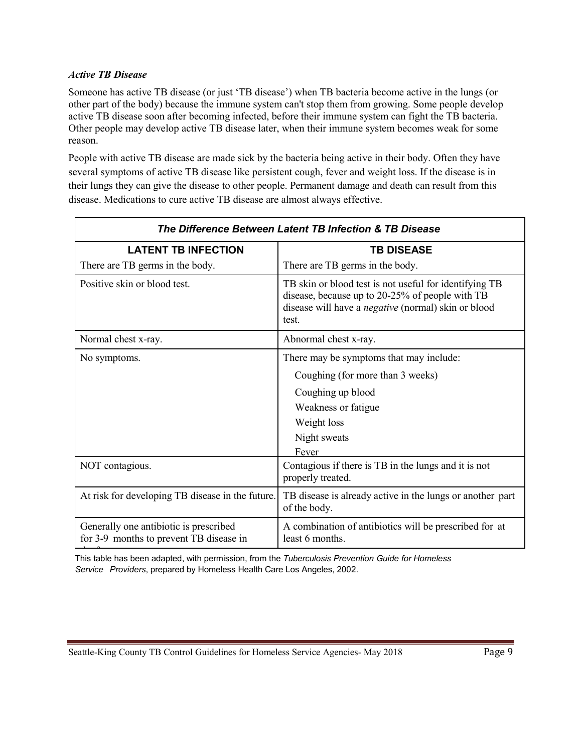### *Active TB Disease*

Someone has active TB disease (or just 'TB disease') when TB bacteria become active in the lungs (or other part of the body) because the immune system can't stop them from growing. Some people develop active TB disease soon after becoming infected, before their immune system can fight the TB bacteria. Other people may develop active TB disease later, when their immune system becomes weak for some reason.

People with active TB disease are made sick by the bacteria being active in their body. Often they have several symptoms of active TB disease like persistent cough, fever and weight loss. If the disease is in their lungs they can give the disease to other people. Permanent damage and death can result from this disease. Medications to cure active TB disease are almost always effective.

***The Difference Between Latent TB Infection & TB Disease***

| **LATENT TB INFECTION** | **TB DISEASE** |
|---|---|
| There are TB germs in the body. | There are TB germs in the body. |
| Positive skin or blood test. | TB skin or blood test is not useful for identifying TB disease, because up to 20-25% of people with TB disease will have a *negative* (normal) skin or blood test. |
| Normal chest x-ray. | Abnormal chest x-ray. |
| No symptoms. | There may be symptoms that may include: Coughing (for more than 3 weeks) Coughing up blood Weakness or fatigue Weight loss Night sweats Fever |
| NOT contagious. | Contagious if there is TB in the lungs and it is not properly treated. |
| At risk for developing TB disease in the future. | TB disease is already active in the lungs or another part of the body. |
| Generally one antibiotic is prescribed for 3-9 months to prevent TB disease in the f... | A combination of antibiotics will be prescribed for at least 6 months. |

This table has been adapted, with permission, from the *Tuberculosis Prevention Guide for Homeless Service Providers*, prepared by Homeless Health Care Los Angeles, 2002.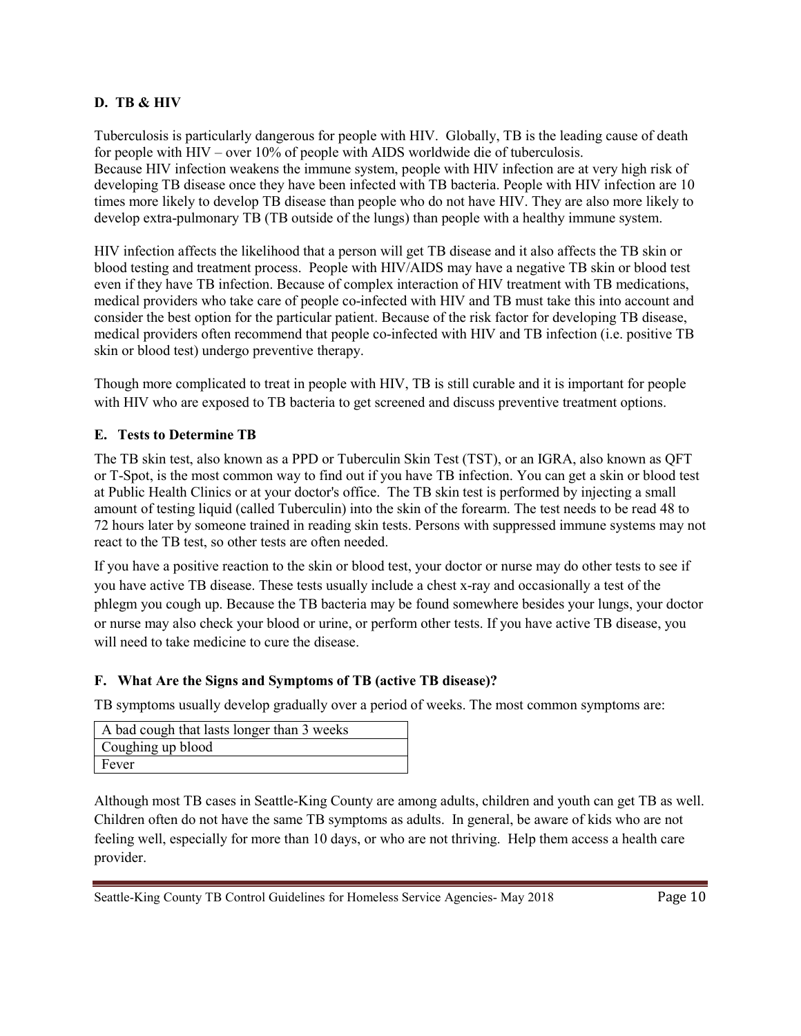### D. TB & HIV

Tuberculosis is particularly dangerous for people with HIV. Globally, TB is the leading cause of death for people with HIV – over 10% of people with AIDS worldwide die of tuberculosis.
Because HIV infection weakens the immune system, people with HIV infection are at very high risk of developing TB disease once they have been infected with TB bacteria. People with HIV infection are 10 times more likely to develop TB disease than people who do not have HIV. They are also more likely to develop extra-pulmonary TB (TB outside of the lungs) than people with a healthy immune system.

HIV infection affects the likelihood that a person will get TB disease and it also affects the TB skin or blood testing and treatment process. People with HIV/AIDS may have a negative TB skin or blood test even if they have TB infection. Because of complex interaction of HIV treatment with TB medications, medical providers who take care of people co-infected with HIV and TB must take this into account and consider the best option for the particular patient. Because of the risk factor for developing TB disease, medical providers often recommend that people co-infected with HIV and TB infection (i.e. positive TB skin or blood test) undergo preventive therapy.

Though more complicated to treat in people with HIV, TB is still curable and it is important for people with HIV who are exposed to TB bacteria to get screened and discuss preventive treatment options.

### E. Tests to Determine TB

The TB skin test, also known as a PPD or Tuberculin Skin Test (TST), or an IGRA, also known as QFT or T-Spot, is the most common way to find out if you have TB infection. You can get a skin or blood test at Public Health Clinics or at your doctor's office. The TB skin test is performed by injecting a small amount of testing liquid (called Tuberculin) into the skin of the forearm. The test needs to be read 48 to 72 hours later by someone trained in reading skin tests. Persons with suppressed immune systems may not react to the TB test, so other tests are often needed.

If you have a positive reaction to the skin or blood test, your doctor or nurse may do other tests to see if you have active TB disease. These tests usually include a chest x-ray and occasionally a test of the phlegm you cough up. Because the TB bacteria may be found somewhere besides your lungs, your doctor or nurse may also check your blood or urine, or perform other tests. If you have active TB disease, you will need to take medicine to cure the disease.

### F. What Are the Signs and Symptoms of TB (active TB disease)?

TB symptoms usually develop gradually over a period of weeks. The most common symptoms are:

| A bad cough that lasts longer than 3 weeks |
|---|
| Coughing up blood |
| Fever |

Although most TB cases in Seattle-King County are among adults, children and youth can get TB as well. Children often do not have the same TB symptoms as adults. In general, be aware of kids who are not feeling well, especially for more than 10 days, or who are not thriving. Help them access a health care provider.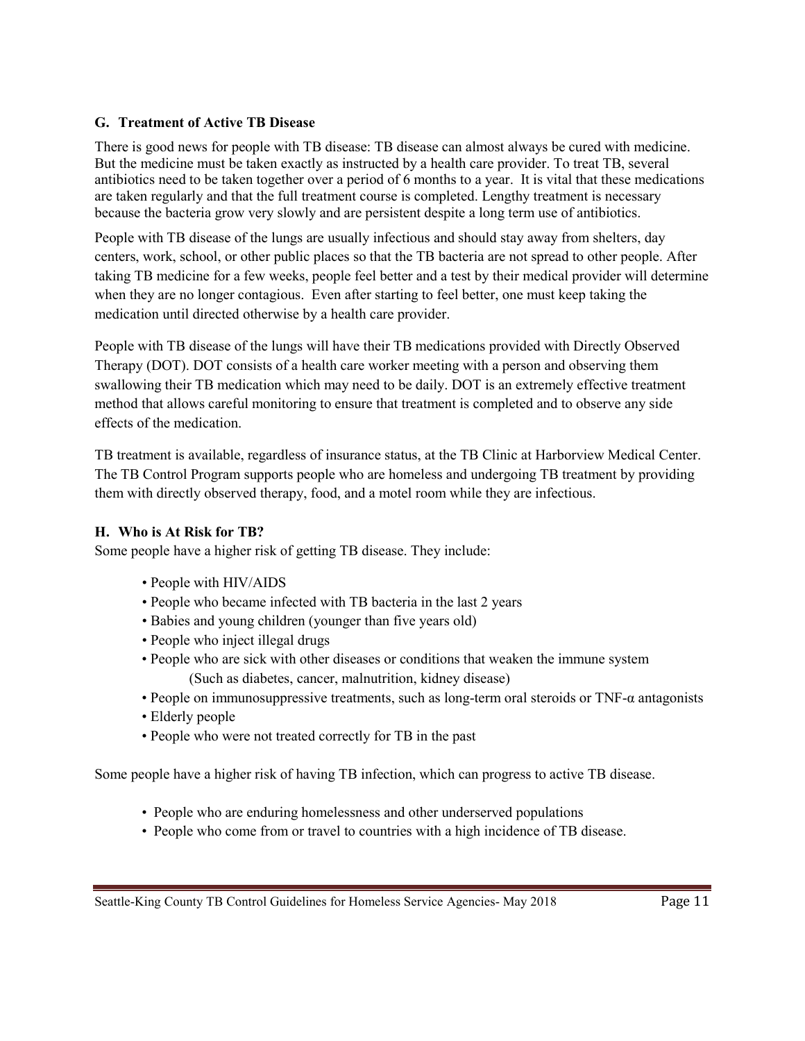### G. Treatment of Active TB Disease

There is good news for people with TB disease: TB disease can almost always be cured with medicine. But the medicine must be taken exactly as instructed by a health care provider. To treat TB, several antibiotics need to be taken together over a period of 6 months to a year. It is vital that these medications are taken regularly and that the full treatment course is completed. Lengthy treatment is necessary because the bacteria grow very slowly and are persistent despite a long term use of antibiotics.

People with TB disease of the lungs are usually infectious and should stay away from shelters, day centers, work, school, or other public places so that the TB bacteria are not spread to other people. After taking TB medicine for a few weeks, people feel better and a test by their medical provider will determine when they are no longer contagious. Even after starting to feel better, one must keep taking the medication until directed otherwise by a health care provider.

People with TB disease of the lungs will have their TB medications provided with Directly Observed Therapy (DOT). DOT consists of a health care worker meeting with a person and observing them swallowing their TB medication which may need to be daily. DOT is an extremely effective treatment method that allows careful monitoring to ensure that treatment is completed and to observe any side effects of the medication.

TB treatment is available, regardless of insurance status, at the TB Clinic at Harborview Medical Center. The TB Control Program supports people who are homeless and undergoing TB treatment by providing them with directly observed therapy, food, and a motel room while they are infectious.

### H. Who is At Risk for TB?

Some people have a higher risk of getting TB disease. They include:

- People with HIV/AIDS
- People who became infected with TB bacteria in the last 2 years
- Babies and young children (younger than five years old)
- People who inject illegal drugs
- People who are sick with other diseases or conditions that weaken the immune system (Such as diabetes, cancer, malnutrition, kidney disease)
- People on immunosuppressive treatments, such as long-term oral steroids or TNF-α antagonists
- Elderly people
- People who were not treated correctly for TB in the past

Some people have a higher risk of having TB infection, which can progress to active TB disease.

- People who are enduring homelessness and other underserved populations
- People who come from or travel to countries with a high incidence of TB disease.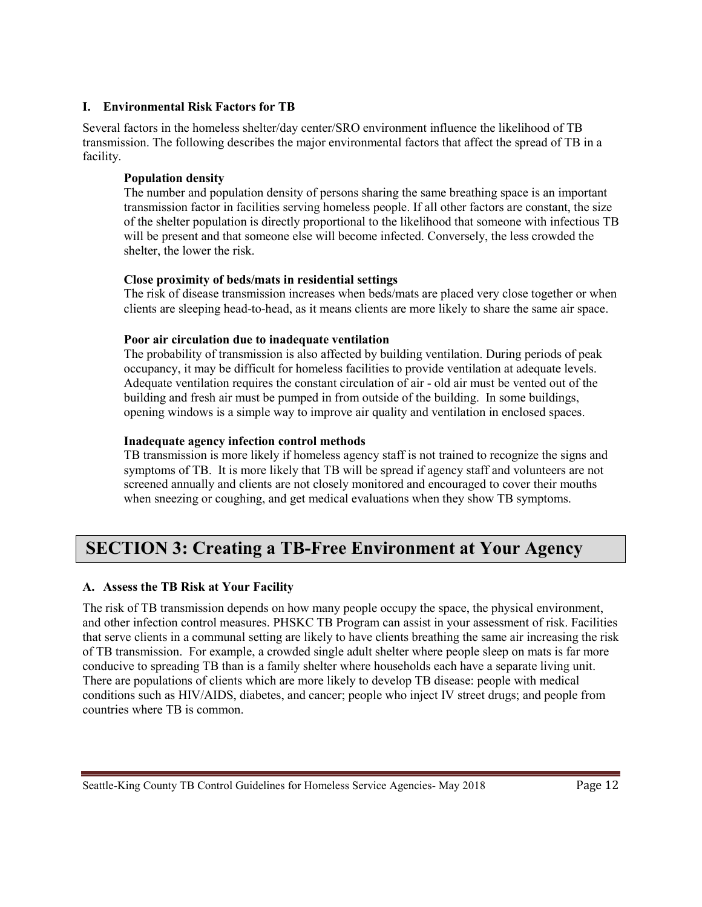### I. Environmental Risk Factors for TB

Several factors in the homeless shelter/day center/SRO environment influence the likelihood of TB transmission. The following describes the major environmental factors that affect the spread of TB in a facility.

**Population density**

The number and population density of persons sharing the same breathing space is an important transmission factor in facilities serving homeless people. If all other factors are constant, the size of the shelter population is directly proportional to the likelihood that someone with infectious TB will be present and that someone else will become infected. Conversely, the less crowded the shelter, the lower the risk.

**Close proximity of beds/mats in residential settings**

The risk of disease transmission increases when beds/mats are placed very close together or when clients are sleeping head-to-head, as it means clients are more likely to share the same air space.

**Poor air circulation due to inadequate ventilation**

The probability of transmission is also affected by building ventilation. During periods of peak occupancy, it may be difficult for homeless facilities to provide ventilation at adequate levels. Adequate ventilation requires the constant circulation of air - old air must be vented out of the building and fresh air must be pumped in from outside of the building. In some buildings, opening windows is a simple way to improve air quality and ventilation in enclosed spaces.

**Inadequate agency infection control methods**

TB transmission is more likely if homeless agency staff is not trained to recognize the signs and symptoms of TB. It is more likely that TB will be spread if agency staff and volunteers are not screened annually and clients are not closely monitored and encouraged to cover their mouths when sneezing or coughing, and get medical evaluations when they show TB symptoms.

## SECTION 3: Creating a TB-Free Environment at Your Agency

### A. Assess the TB Risk at Your Facility

The risk of TB transmission depends on how many people occupy the space, the physical environment, and other infection control measures. PHSKC TB Program can assist in your assessment of risk. Facilities that serve clients in a communal setting are likely to have clients breathing the same air increasing the risk of TB transmission. For example, a crowded single adult shelter where people sleep on mats is far more conducive to spreading TB than is a family shelter where households each have a separate living unit. There are populations of clients which are more likely to develop TB disease: people with medical conditions such as HIV/AIDS, diabetes, and cancer; people who inject IV street drugs; and people from countries where TB is common.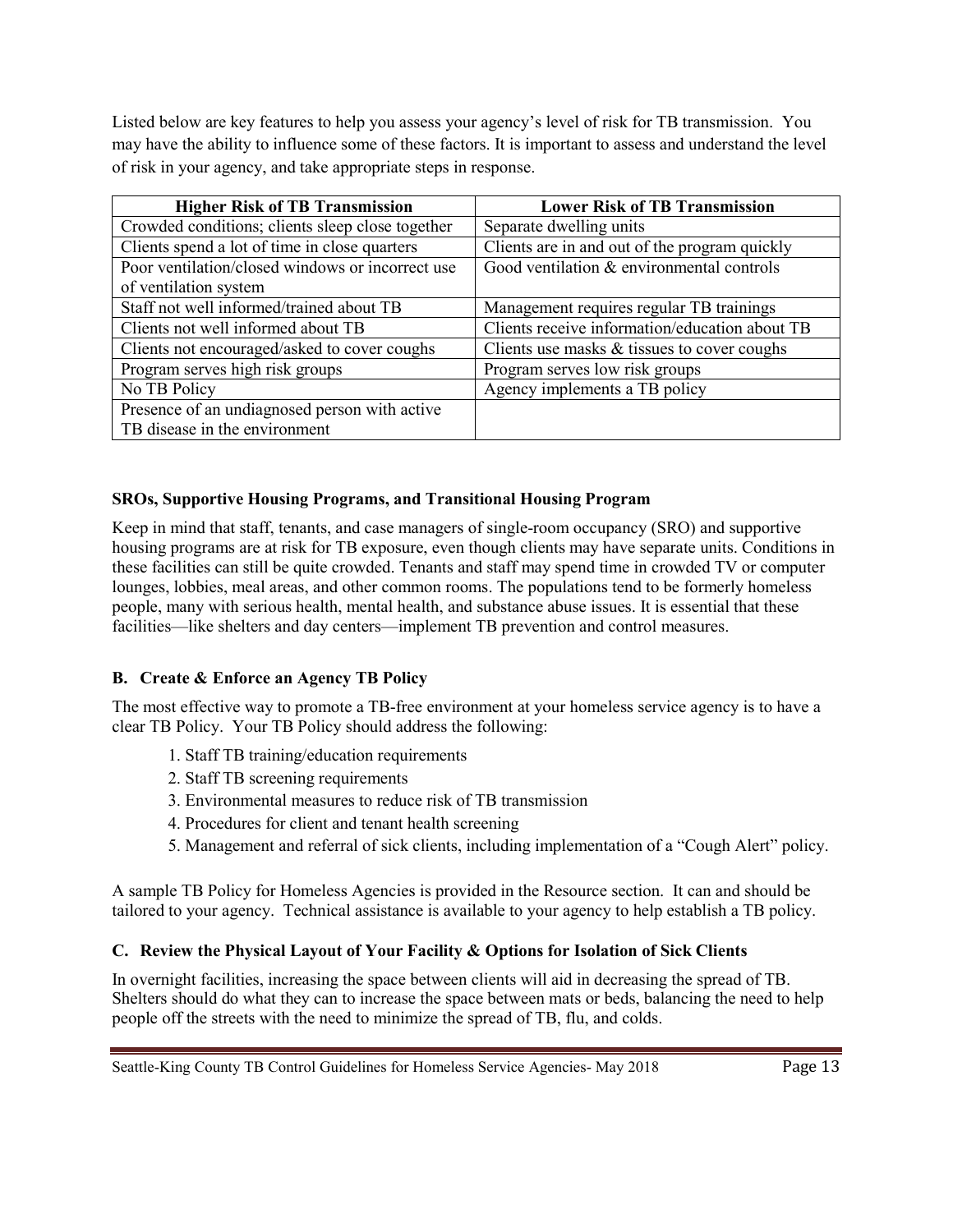Listed below are key features to help you assess your agency's level of risk for TB transmission. You may have the ability to influence some of these factors. It is important to assess and understand the level of risk in your agency, and take appropriate steps in response.

| Higher Risk of TB Transmission | Lower Risk of TB Transmission |
| --- | --- |
| Crowded conditions; clients sleep close together | Separate dwelling units |
| Clients spend a lot of time in close quarters | Clients are in and out of the program quickly |
| Poor ventilation/closed windows or incorrect use of ventilation system | Good ventilation & environmental controls |
| Staff not well informed/trained about TB | Management requires regular TB trainings |
| Clients not well informed about TB | Clients receive information/education about TB |
| Clients not encouraged/asked to cover coughs | Clients use masks & tissues to cover coughs |
| Program serves high risk groups | Program serves low risk groups |
| No TB Policy | Agency implements a TB policy |
| Presence of an undiagnosed person with active TB disease in the environment | |

**SROs, Supportive Housing Programs, and Transitional Housing Program**

Keep in mind that staff, tenants, and case managers of single-room occupancy (SRO) and supportive housing programs are at risk for TB exposure, even though clients may have separate units. Conditions in these facilities can still be quite crowded. Tenants and staff may spend time in crowded TV or computer lounges, lobbies, meal areas, and other common rooms. The populations tend to be formerly homeless people, many with serious health, mental health, and substance abuse issues. It is essential that these facilities—like shelters and day centers—implement TB prevention and control measures.

### B. Create & Enforce an Agency TB Policy

The most effective way to promote a TB-free environment at your homeless service agency is to have a clear TB Policy. Your TB Policy should address the following:

1. Staff TB training/education requirements
2. Staff TB screening requirements
3. Environmental measures to reduce risk of TB transmission
4. Procedures for client and tenant health screening
5. Management and referral of sick clients, including implementation of a "Cough Alert" policy.

A sample TB Policy for Homeless Agencies is provided in the Resource section. It can and should be tailored to your agency. Technical assistance is available to your agency to help establish a TB policy.

### C. Review the Physical Layout of Your Facility & Options for Isolation of Sick Clients

In overnight facilities, increasing the space between clients will aid in decreasing the spread of TB. Shelters should do what they can to increase the space between mats or beds, balancing the need to help people off the streets with the need to minimize the spread of TB, flu, and colds.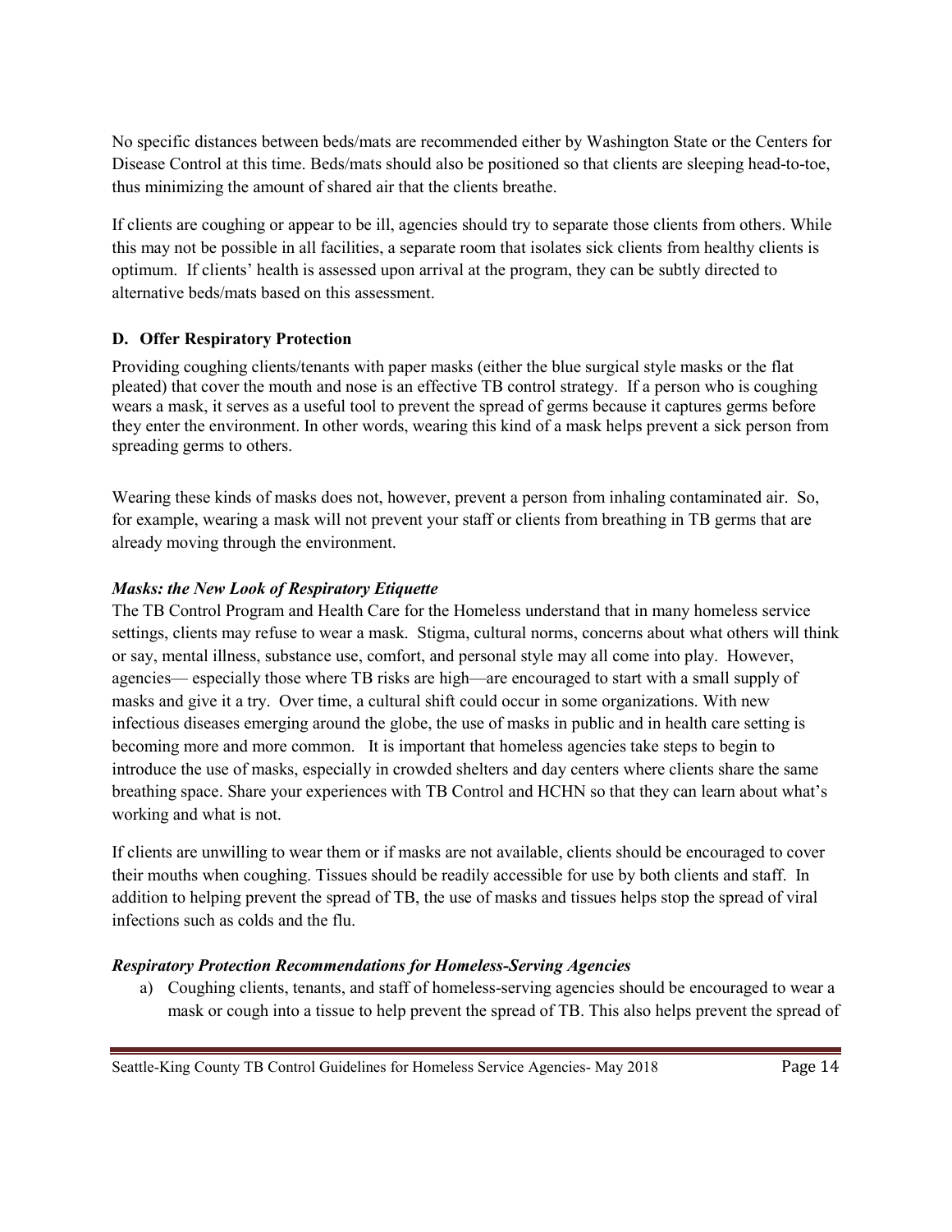No specific distances between beds/mats are recommended either by Washington State or the Centers for Disease Control at this time. Beds/mats should also be positioned so that clients are sleeping head-to-toe, thus minimizing the amount of shared air that the clients breathe.

If clients are coughing or appear to be ill, agencies should try to separate those clients from others. While this may not be possible in all facilities, a separate room that isolates sick clients from healthy clients is optimum. If clients' health is assessed upon arrival at the program, they can be subtly directed to alternative beds/mats based on this assessment.

### D. Offer Respiratory Protection

Providing coughing clients/tenants with paper masks (either the blue surgical style masks or the flat pleated) that cover the mouth and nose is an effective TB control strategy. If a person who is coughing wears a mask, it serves as a useful tool to prevent the spread of germs because it captures germs before they enter the environment. In other words, wearing this kind of a mask helps prevent a sick person from spreading germs to others.

Wearing these kinds of masks does not, however, prevent a person from inhaling contaminated air. So, for example, wearing a mask will not prevent your staff or clients from breathing in TB germs that are already moving through the environment.

#### *Masks: the New Look of Respiratory Etiquette*

The TB Control Program and Health Care for the Homeless understand that in many homeless service settings, clients may refuse to wear a mask. Stigma, cultural norms, concerns about what others will think or say, mental illness, substance use, comfort, and personal style may all come into play. However, agencies— especially those where TB risks are high—are encouraged to start with a small supply of masks and give it a try. Over time, a cultural shift could occur in some organizations. With new infectious diseases emerging around the globe, the use of masks in public and in health care setting is becoming more and more common. It is important that homeless agencies take steps to begin to introduce the use of masks, especially in crowded shelters and day centers where clients share the same breathing space. Share your experiences with TB Control and HCHN so that they can learn about what's working and what is not.

If clients are unwilling to wear them or if masks are not available, clients should be encouraged to cover their mouths when coughing. Tissues should be readily accessible for use by both clients and staff. In addition to helping prevent the spread of TB, the use of masks and tissues helps stop the spread of viral infections such as colds and the flu.

#### *Respiratory Protection Recommendations for Homeless-Serving Agencies*

a) Coughing clients, tenants, and staff of homeless-serving agencies should be encouraged to wear a mask or cough into a tissue to help prevent the spread of TB. This also helps prevent the spread of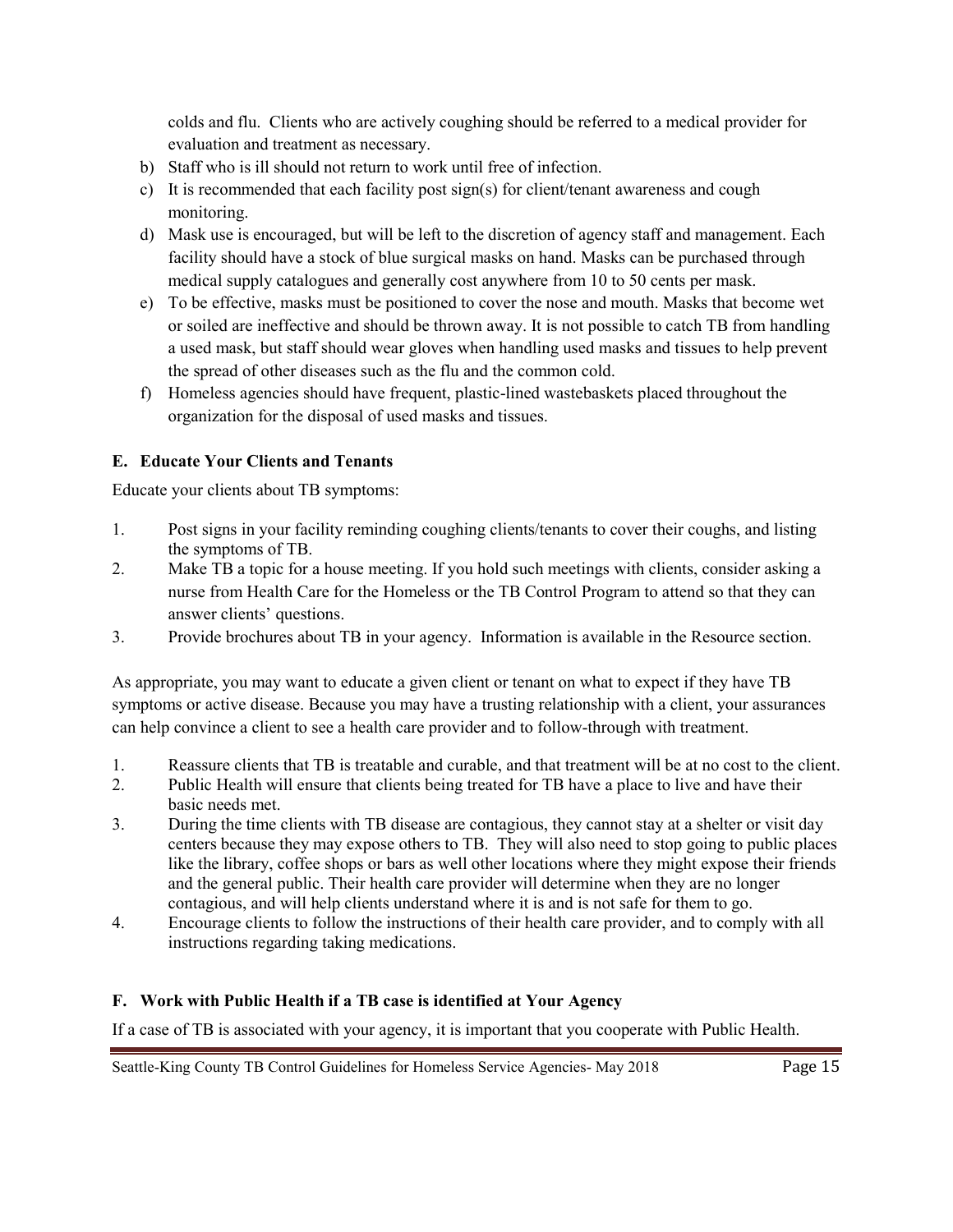colds and flu. Clients who are actively coughing should be referred to a medical provider for evaluation and treatment as necessary.

b) Staff who is ill should not return to work until free of infection.
c) It is recommended that each facility post sign(s) for client/tenant awareness and cough monitoring.
d) Mask use is encouraged, but will be left to the discretion of agency staff and management. Each facility should have a stock of blue surgical masks on hand. Masks can be purchased through medical supply catalogues and generally cost anywhere from 10 to 50 cents per mask.
e) To be effective, masks must be positioned to cover the nose and mouth. Masks that become wet or soiled are ineffective and should be thrown away. It is not possible to catch TB from handling a used mask, but staff should wear gloves when handling used masks and tissues to help prevent the spread of other diseases such as the flu and the common cold.
f) Homeless agencies should have frequent, plastic-lined wastebaskets placed throughout the organization for the disposal of used masks and tissues.

### E. Educate Your Clients and Tenants

Educate your clients about TB symptoms:

1. Post signs in your facility reminding coughing clients/tenants to cover their coughs, and listing the symptoms of TB.
2. Make TB a topic for a house meeting. If you hold such meetings with clients, consider asking a nurse from Health Care for the Homeless or the TB Control Program to attend so that they can answer clients' questions.
3. Provide brochures about TB in your agency. Information is available in the Resource section.

As appropriate, you may want to educate a given client or tenant on what to expect if they have TB symptoms or active disease. Because you may have a trusting relationship with a client, your assurances can help convince a client to see a health care provider and to follow-through with treatment.

1. Reassure clients that TB is treatable and curable, and that treatment will be at no cost to the client.
2. Public Health will ensure that clients being treated for TB have a place to live and have their basic needs met.
3. During the time clients with TB disease are contagious, they cannot stay at a shelter or visit day centers because they may expose others to TB. They will also need to stop going to public places like the library, coffee shops or bars as well other locations where they might expose their friends and the general public. Their health care provider will determine when they are no longer contagious, and will help clients understand where it is and is not safe for them to go.
4. Encourage clients to follow the instructions of their health care provider, and to comply with all instructions regarding taking medications.

### F. Work with Public Health if a TB case is identified at Your Agency

If a case of TB is associated with your agency, it is important that you cooperate with Public Health.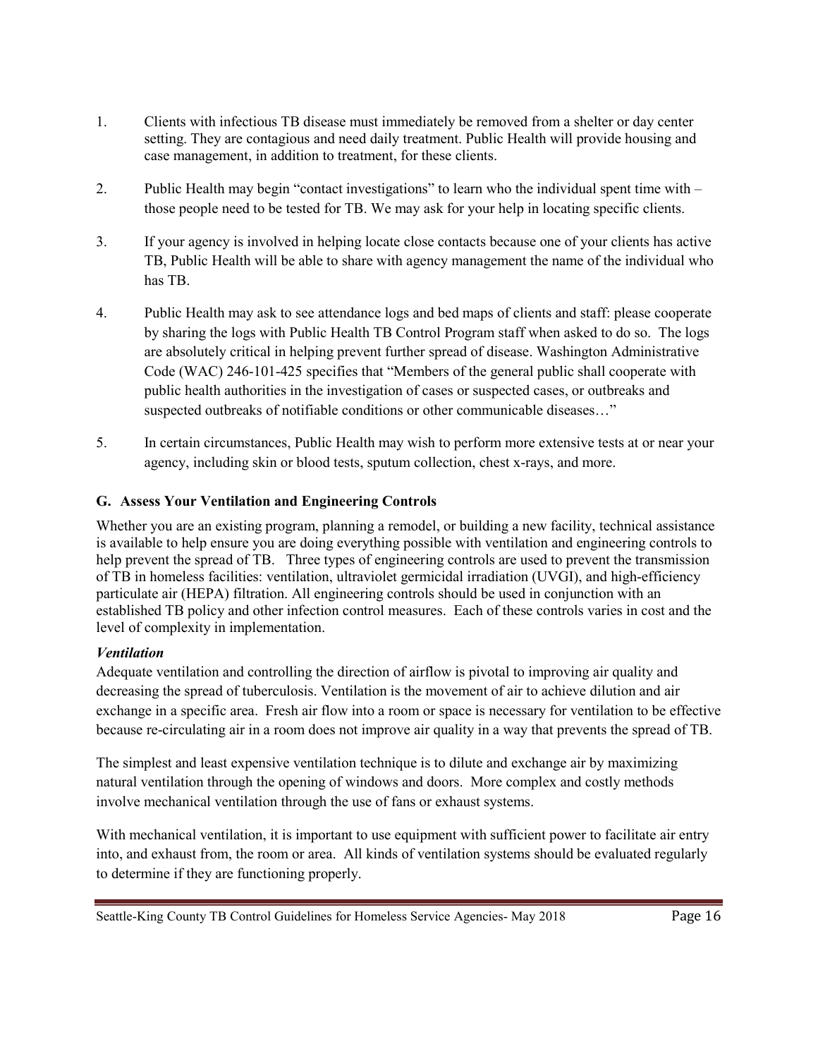1. Clients with infectious TB disease must immediately be removed from a shelter or day center setting. They are contagious and need daily treatment. Public Health will provide housing and case management, in addition to treatment, for these clients.

2. Public Health may begin "contact investigations" to learn who the individual spent time with – those people need to be tested for TB. We may ask for your help in locating specific clients.

3. If your agency is involved in helping locate close contacts because one of your clients has active TB, Public Health will be able to share with agency management the name of the individual who has TB.

4. Public Health may ask to see attendance logs and bed maps of clients and staff: please cooperate by sharing the logs with Public Health TB Control Program staff when asked to do so. The logs are absolutely critical in helping prevent further spread of disease. Washington Administrative Code (WAC) 246-101-425 specifies that "Members of the general public shall cooperate with public health authorities in the investigation of cases or suspected cases, or outbreaks and suspected outbreaks of notifiable conditions or other communicable diseases…"

5. In certain circumstances, Public Health may wish to perform more extensive tests at or near your agency, including skin or blood tests, sputum collection, chest x-rays, and more.

### G. Assess Your Ventilation and Engineering Controls

Whether you are an existing program, planning a remodel, or building a new facility, technical assistance is available to help ensure you are doing everything possible with ventilation and engineering controls to help prevent the spread of TB. Three types of engineering controls are used to prevent the transmission of TB in homeless facilities: ventilation, ultraviolet germicidal irradiation (UVGI), and high-efficiency particulate air (HEPA) filtration. All engineering controls should be used in conjunction with an established TB policy and other infection control measures. Each of these controls varies in cost and the level of complexity in implementation.

***Ventilation***

Adequate ventilation and controlling the direction of airflow is pivotal to improving air quality and decreasing the spread of tuberculosis. Ventilation is the movement of air to achieve dilution and air exchange in a specific area. Fresh air flow into a room or space is necessary for ventilation to be effective because re-circulating air in a room does not improve air quality in a way that prevents the spread of TB.

The simplest and least expensive ventilation technique is to dilute and exchange air by maximizing natural ventilation through the opening of windows and doors. More complex and costly methods involve mechanical ventilation through the use of fans or exhaust systems.

With mechanical ventilation, it is important to use equipment with sufficient power to facilitate air entry into, and exhaust from, the room or area. All kinds of ventilation systems should be evaluated regularly to determine if they are functioning properly.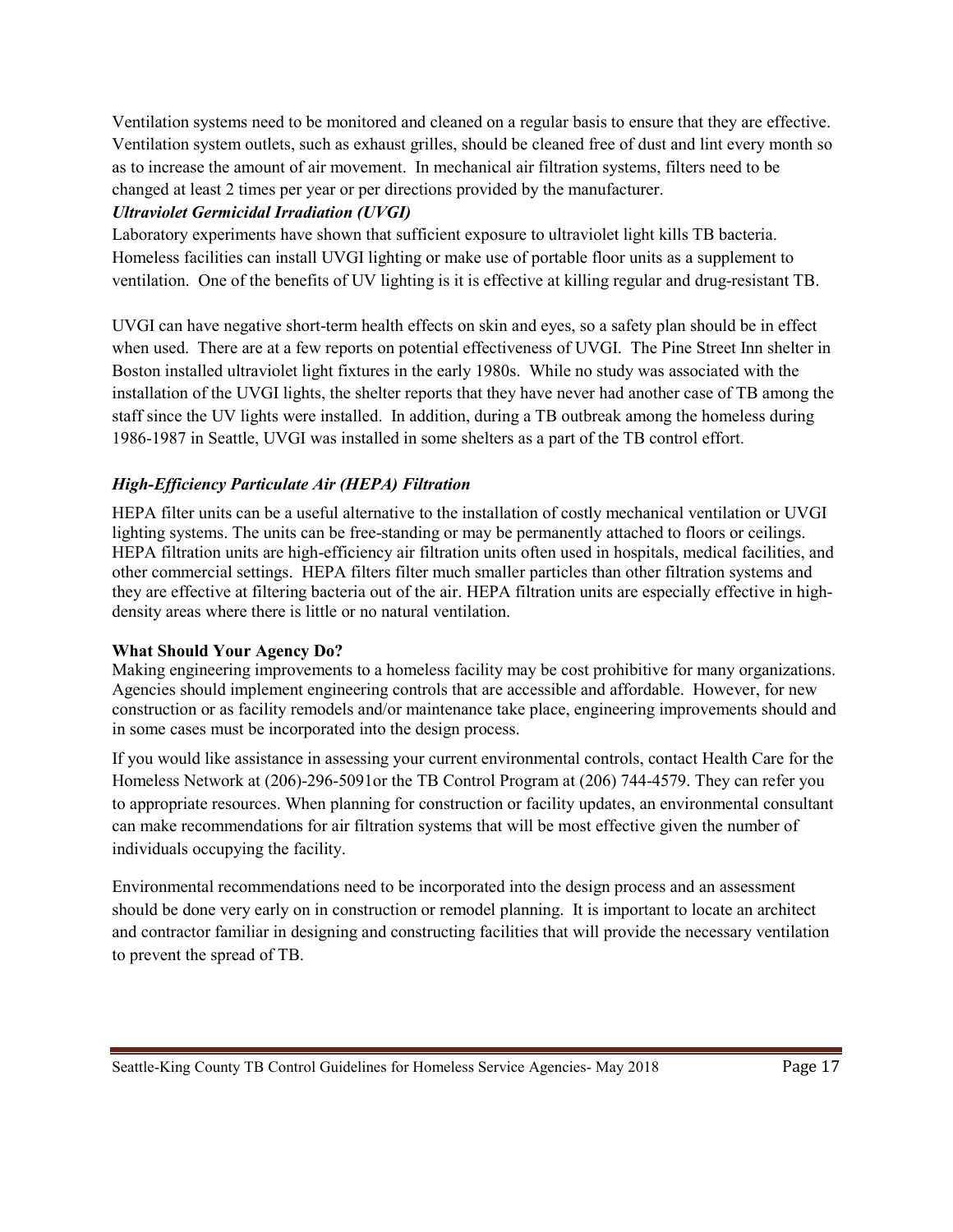Ventilation systems need to be monitored and cleaned on a regular basis to ensure that they are effective. Ventilation system outlets, such as exhaust grilles, should be cleaned free of dust and lint every month so as to increase the amount of air movement. In mechanical air filtration systems, filters need to be changed at least 2 times per year or per directions provided by the manufacturer.

### *Ultraviolet Germicidal Irradiation (UVGI)*

Laboratory experiments have shown that sufficient exposure to ultraviolet light kills TB bacteria. Homeless facilities can install UVGI lighting or make use of portable floor units as a supplement to ventilation. One of the benefits of UV lighting is it is effective at killing regular and drug-resistant TB.

UVGI can have negative short-term health effects on skin and eyes, so a safety plan should be in effect when used. There are at a few reports on potential effectiveness of UVGI. The Pine Street Inn shelter in Boston installed ultraviolet light fixtures in the early 1980s. While no study was associated with the installation of the UVGI lights, the shelter reports that they have never had another case of TB among the staff since the UV lights were installed. In addition, during a TB outbreak among the homeless during 1986-1987 in Seattle, UVGI was installed in some shelters as a part of the TB control effort.

### *High-Efficiency Particulate Air (HEPA) Filtration*

HEPA filter units can be a useful alternative to the installation of costly mechanical ventilation or UVGI lighting systems. The units can be free-standing or may be permanently attached to floors or ceilings. HEPA filtration units are high-efficiency air filtration units often used in hospitals, medical facilities, and other commercial settings. HEPA filters filter much smaller particles than other filtration systems and they are effective at filtering bacteria out of the air. HEPA filtration units are especially effective in high-density areas where there is little or no natural ventilation.

### **What Should Your Agency Do?**

Making engineering improvements to a homeless facility may be cost prohibitive for many organizations. Agencies should implement engineering controls that are accessible and affordable. However, for new construction or as facility remodels and/or maintenance take place, engineering improvements should and in some cases must be incorporated into the design process.

If you would like assistance in assessing your current environmental controls, contact Health Care for the Homeless Network at (206)-296-5091or the TB Control Program at (206) 744-4579. They can refer you to appropriate resources. When planning for construction or facility updates, an environmental consultant can make recommendations for air filtration systems that will be most effective given the number of individuals occupying the facility.

Environmental recommendations need to be incorporated into the design process and an assessment should be done very early on in construction or remodel planning. It is important to locate an architect and contractor familiar in designing and constructing facilities that will provide the necessary ventilation to prevent the spread of TB.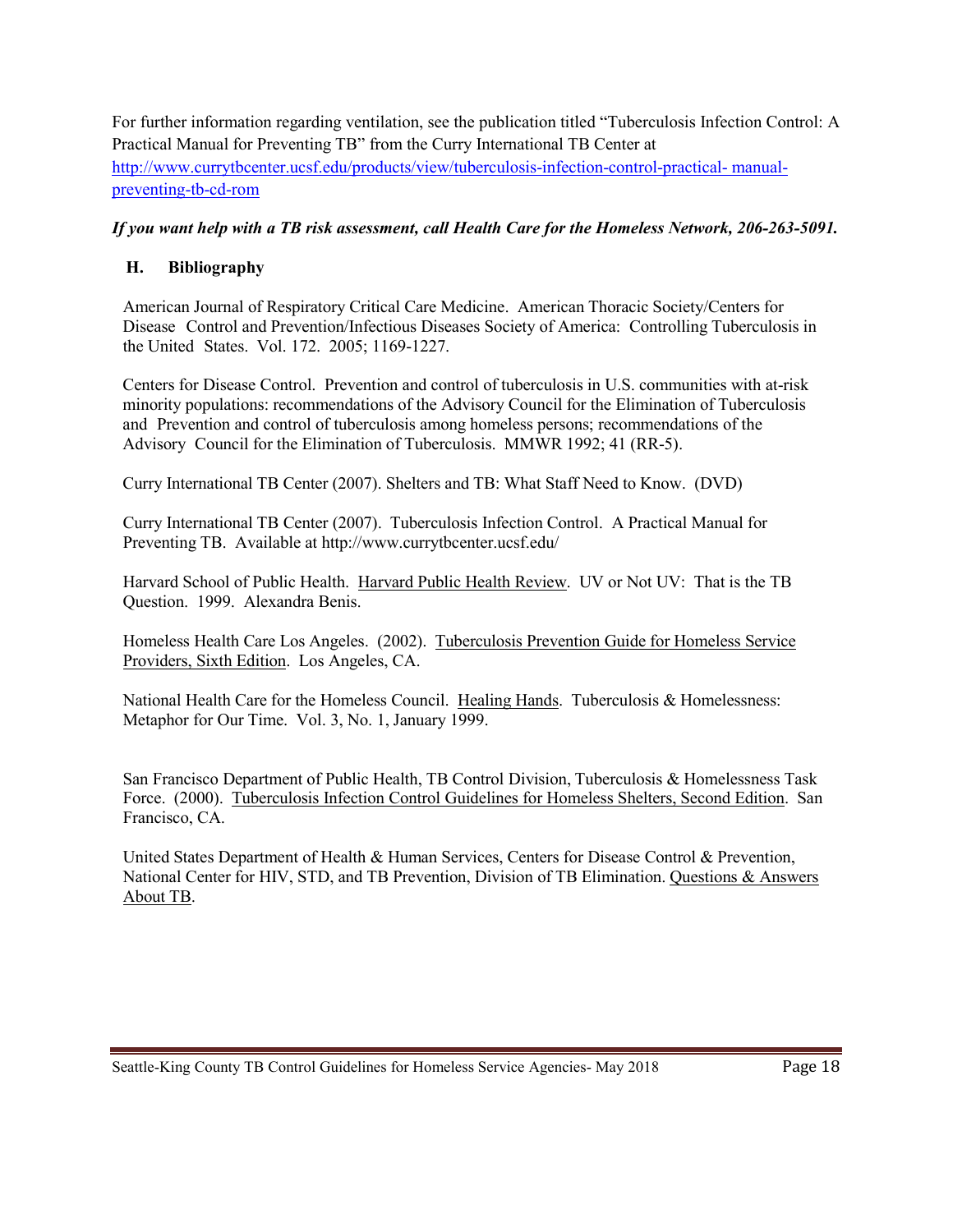For further information regarding ventilation, see the publication titled "Tuberculosis Infection Control: A Practical Manual for Preventing TB" from the Curry International TB Center at [http://www.currytbcenter.ucsf.edu/products/view/tuberculosis-infection-control-practical- manual-preventing-tb-cd-rom](http://www.currytbcenter.ucsf.edu/products/view/tuberculosis-infection-control-practical-manual-preventing-tb-cd-rom)

***If you want help with a TB risk assessment, call Health Care for the Homeless Network, 206-263-5091.***

## H. Bibliography

American Journal of Respiratory Critical Care Medicine. American Thoracic Society/Centers for Disease Control and Prevention/Infectious Diseases Society of America: Controlling Tuberculosis in the United States. Vol. 172. 2005; 1169-1227.

Centers for Disease Control. Prevention and control of tuberculosis in U.S. communities with at-risk minority populations: recommendations of the Advisory Council for the Elimination of Tuberculosis and Prevention and control of tuberculosis among homeless persons; recommendations of the Advisory Council for the Elimination of Tuberculosis. MMWR 1992; 41 (RR-5).

Curry International TB Center (2007). Shelters and TB: What Staff Need to Know. (DVD)

Curry International TB Center (2007). Tuberculosis Infection Control. A Practical Manual for Preventing TB. Available at http://www.currytbcenter.ucsf.edu/

Harvard School of Public Health. Harvard Public Health Review. UV or Not UV: That is the TB Question. 1999. Alexandra Benis.

Homeless Health Care Los Angeles. (2002). Tuberculosis Prevention Guide for Homeless Service Providers, Sixth Edition. Los Angeles, CA.

National Health Care for the Homeless Council. Healing Hands. Tuberculosis & Homelessness: Metaphor for Our Time. Vol. 3, No. 1, January 1999.

San Francisco Department of Public Health, TB Control Division, Tuberculosis & Homelessness Task Force. (2000). Tuberculosis Infection Control Guidelines for Homeless Shelters, Second Edition. San Francisco, CA.

United States Department of Health & Human Services, Centers for Disease Control & Prevention, National Center for HIV, STD, and TB Prevention, Division of TB Elimination. Questions & Answers About TB.